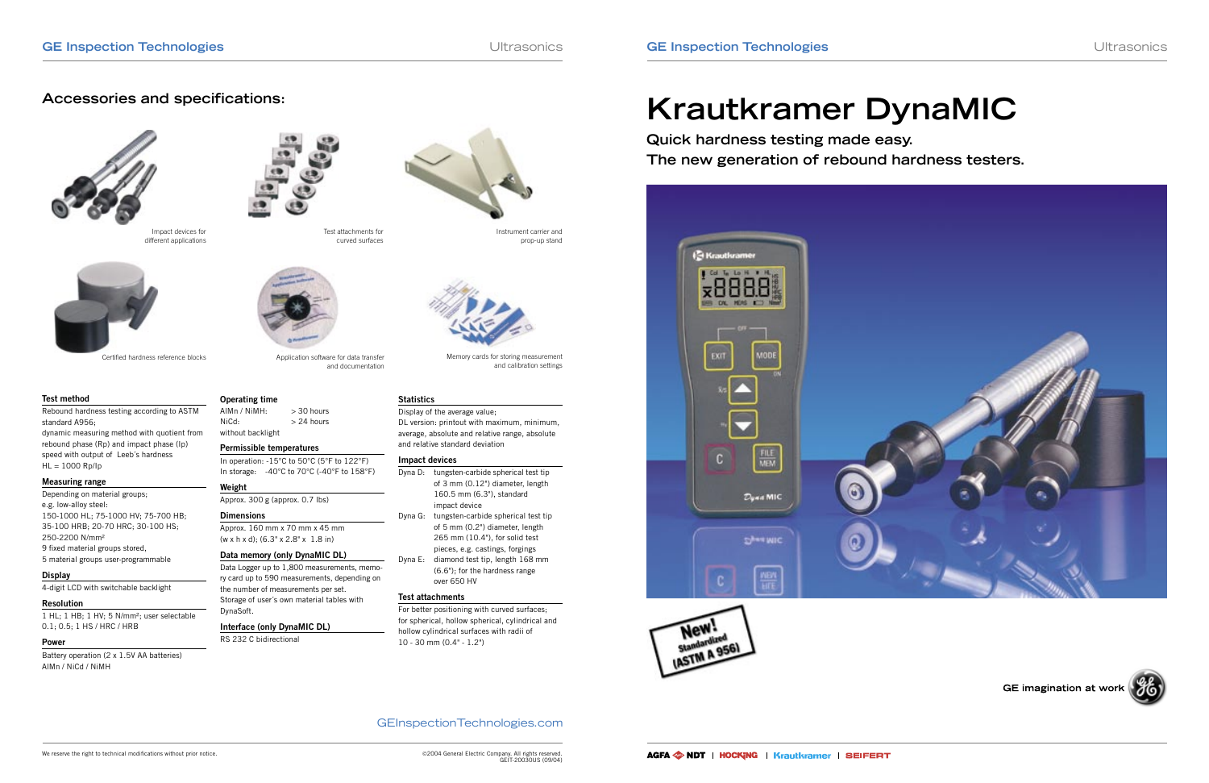## Accessories and specifications:

Impact devices for different applications

Test attachments for curved surfaces

Instrument carrier and prop-up stand

Certified hardness reference blocks

Application software for data transfer and documentation

Memory cards for storing measurement and calibration settings

**Test method**

Rebound hardness testing according to ASTM standard A956;
dynamic measuring method with quotient from rebound phase (Rp) and impact phase (Ip) speed with output of Leeb's hardness
HL = 1000 Rp/Ip

**Measuring range**

Depending on material groups;
e.g. low-alloy steel:
150-1000 HL; 75-1000 HV; 75-700 HB; 35-100 HRB; 20-70 HRC; 30-100 HS; 250-2200 N/mm²
9 fixed material groups stored,
5 material groups user-programmable

**Display**

4-digit LCD with switchable backlight

**Resolution**

1 HL; 1 HB; 1 HV; 5 N/mm²; user selectable 0.1; 0.5; 1 HS / HRC / HRB

**Power**

Battery operation (2 x 1.5V AA batteries)
AlMn / NiCd / NiMH

**Operating time**

AlMn / NiMH: > 30 hours
NiCd: > 24 hours
without backlight

**Permissible temperatures**

In operation: -15°C to 50°C (5°F to 122°F)
In storage: -40°C to 70°C (-40°F to 158°F)

**Weight**

Approx. 300 g (approx. 0.7 lbs)

**Dimensions**

Approx. 160 mm x 70 mm x 45 mm
(w x h x d); (6.3" x 2.8" x 1.8 in)

**Data memory (only DynaMIC DL)**

Data Logger up to 1,800 measurements, memory card up to 590 measurements, depending on the number of measurements per set.
Storage of user's own material tables with DynaSoft.

**Interface (only DynaMIC DL)**

RS 232 C bidirectional

**Statistics**

Display of the average value;
DL version: printout with maximum, minimum, average, absolute and relative range, absolute and relative standard deviation

**Impact devices**

Dyna D: tungsten-carbide spherical test tip of 3 mm (0.12") diameter, length 160.5 mm (6.3"), standard impact device

Dyna G: tungsten-carbide spherical test tip of 5 mm (0.2") diameter, length 265 mm (10.4"), for solid test pieces, e.g. castings, forgings

Dyna E: diamond test tip, length 168 mm (6.6"); for the hardness range over 650 HV

**Test attachments**

For better positioning with curved surfaces; for spherical, hollow spherical, cylindrical and hollow cylindrical surfaces with radii of 10 - 30 mm (0.4" - 1.2")

GEInspectionTechnologies.com

We reserve the right to technical modifications without prior notice.

©2004 General Electric Company. All rights reserved.
GEIT-20030US (09/04)

# Krautkramer DynaMIC

### Quick hardness testing made easy.
### The new generation of rebound hardness testers.

New! Standardized (ASTM A 956)

GE imagination at work

AGFA NDT | HOCKING | Krautkramer | SEIFERT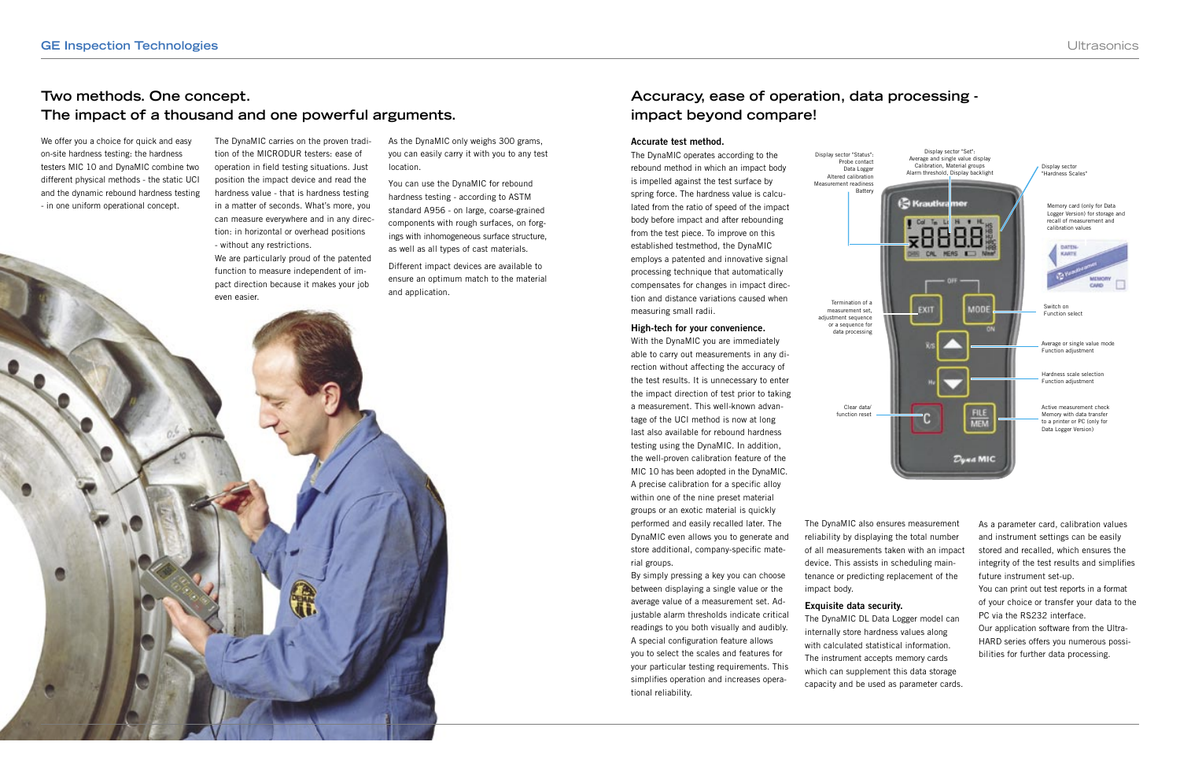## Two methods. One concept.
## The impact of a thousand and one powerful arguments.

We offer you a choice for quick and easy on-site hardness testing: the hardness testers MIC 10 and DynaMIC combine two different physical methods - the static UCI and the dynamic rebound hardness testing - in one uniform operational concept.

The DynaMIC carries on the proven tradition of the MICRODUR testers: ease of operation in field testing situations. Just position the impact device and read the hardness value - that is hardness testing in a matter of seconds. What's more, you can measure everywhere and in any direction: in horizontal or overhead positions - without any restrictions.
We are particularly proud of the patented function to measure independent of impact direction because it makes your job even easier.

As the DynaMIC only weighs 300 grams, you can easily carry it with you to any test location.

You can use the DynaMIC for rebound hardness testing - according to ASTM standard A956 - on large, coarse-grained components with rough surfaces, on forgings with inhomogeneous surface structure, as well as all types of cast materials.

Different impact devices are available to ensure an optimum match to the material and application.

## Accuracy, ease of operation, data processing - impact beyond compare!

**Accurate test method.**
The DynaMIC operates according to the rebound method in which an impact body is impelled against the test surface by spring force. The hardness value is calculated from the ratio of speed of the impact body before impact and after rebounding from the test piece. To improve on this established testmethod, the DynaMIC employs a patented and innovative signal processing technique that automatically compensates for changes in impact direction and distance variations caused when measuring small radii.

**High-tech for your convenience.**
With the DynaMIC you are immediately able to carry out measurements in any direction without affecting the accuracy of the test results. It is unnecessary to enter the impact direction of test prior to taking a measurement. This well-known advantage of the UCI method is now at long last also available for rebound hardness testing using the DynaMIC. In addition, the well-proven calibration feature of the MIC 10 has been adopted in the DynaMIC. A precise calibration for a specific alloy within one of the nine preset material groups or an exotic material is quickly performed and easily recalled later. The DynaMIC even allows you to generate and store additional, company-specific material groups.
By simply pressing a key you can choose between displaying a single value or the average value of a measurement set. Adjustable alarm thresholds indicate critical readings to you both visually and audibly. A special configuration feature allows you to select the scales and features for your particular testing requirements. This simplifies operation and increases operational reliability.

Display sector "Status": Probe contact, Data Logger, Altered calibration, Measurement readiness, Battery

Display sector "Set": Average and single value display, Calibration, Material groups, Alarm threshold, Display backlight

Display sector "Hardness Scales"

Memory card (only for Data Logger Version) for storage and recall of measurement and calibration values

Switch on, Function select

Termination of a measurement set, adjustment sequence or a sequence for data processing

Average or single value mode, Function adjustment

Hardness scale selection, Function adjustment

Clear data/function reset

Active measurement check, Memory with data transfer to a printer or PC (only for Data Logger Version)

The DynaMIC also ensures measurement reliability by displaying the total number of all measurements taken with an impact device. This assists in scheduling maintenance or predicting replacement of the impact body.

**Exquisite data security.**
The DynaMIC DL Data Logger model can internally store hardness values along with calculated statistical information. The instrument accepts memory cards which can supplement this data storage capacity and be used as parameter cards.

As a parameter card, calibration values and instrument settings can be easily stored and recalled, which ensures the integrity of the test results and simplifies future instrument set-up.
You can print out test reports in a format of your choice or transfer your data to the PC via the RS232 interface.
Our application software from the UltraHARD series offers you numerous possibilities for further data processing.